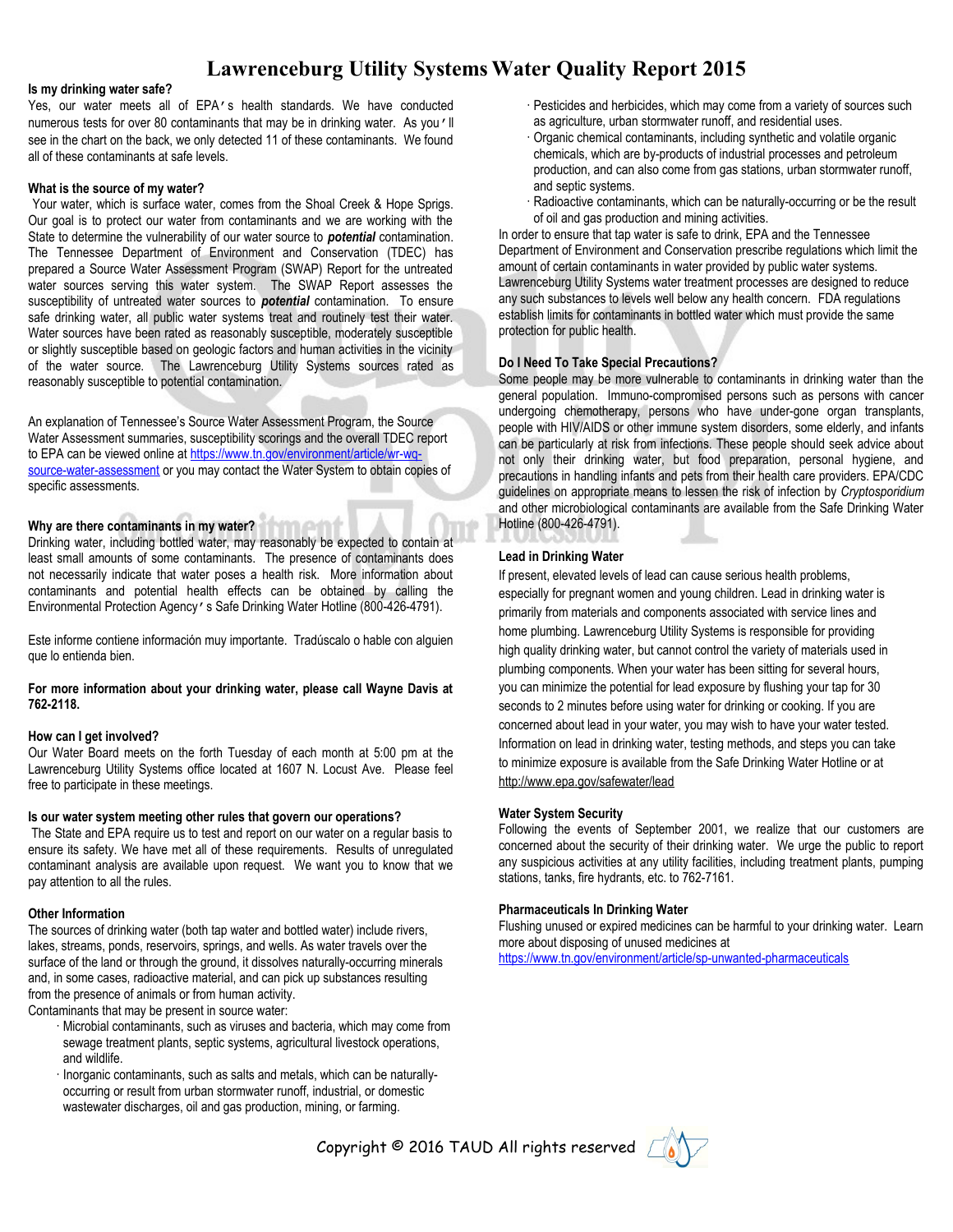# Lawrenceburg Utility Systems Water Quality Report 2015

**Is my drinking water safe?**

Yes, our water meets all of EPA's health standards. We have conducted numerous tests for over 80 contaminants that may be in drinking water. As you'll see in the chart on the back, we only detected 11 of these contaminants. We found all of these contaminants at safe levels.

**What is the source of my water?**

Your water, which is surface water, comes from the Shoal Creek & Hope Sprigs. Our goal is to protect our water from contaminants and we are working with the State to determine the vulnerability of our water source to ***potential*** contamination. The Tennessee Department of Environment and Conservation (TDEC) has prepared a Source Water Assessment Program (SWAP) Report for the untreated water sources serving this water system. The SWAP Report assesses the susceptibility of untreated water sources to ***potential*** contamination. To ensure safe drinking water, all public water systems treat and routinely test their water. Water sources have been rated as reasonably susceptible, moderately susceptible or slightly susceptible based on geologic factors and human activities in the vicinity of the water source. The Lawrenceburg Utility Systems sources rated as reasonably susceptible to potential contamination.

An explanation of Tennessee's Source Water Assessment Program, the Source Water Assessment summaries, susceptibility scorings and the overall TDEC report to EPA can be viewed online at https://www.tn.gov/environment/article/wr-wq-source-water-assessment or you may contact the Water System to obtain copies of specific assessments.

**Why are there contaminants in my water?**

Drinking water, including bottled water, may reasonably be expected to contain at least small amounts of some contaminants. The presence of contaminants does not necessarily indicate that water poses a health risk. More information about contaminants and potential health effects can be obtained by calling the Environmental Protection Agency's Safe Drinking Water Hotline (800-426-4791).

Este informe contiene información muy importante. Tradúscalo o hable con alguien que lo entienda bien.

**For more information about your drinking water, please call Wayne Davis at 762-2118.**

**How can I get involved?**

Our Water Board meets on the forth Tuesday of each month at 5:00 pm at the Lawrenceburg Utility Systems office located at 1607 N. Locust Ave. Please feel free to participate in these meetings.

**Is our water system meeting other rules that govern our operations?**

The State and EPA require us to test and report on our water on a regular basis to ensure its safety. We have met all of these requirements. Results of unregulated contaminant analysis are available upon request. We want you to know that we pay attention to all the rules.

**Other Information**

The sources of drinking water (both tap water and bottled water) include rivers, lakes, streams, ponds, reservoirs, springs, and wells. As water travels over the surface of the land or through the ground, it dissolves naturally-occurring minerals and, in some cases, radioactive material, and can pick up substances resulting from the presence of animals or from human activity.

Contaminants that may be present in source water:

- Microbial contaminants, such as viruses and bacteria, which may come from sewage treatment plants, septic systems, agricultural livestock operations, and wildlife.
- Inorganic contaminants, such as salts and metals, which can be naturally-occurring or result from urban stormwater runoff, industrial, or domestic wastewater discharges, oil and gas production, mining, or farming.
- Pesticides and herbicides, which may come from a variety of sources such as agriculture, urban stormwater runoff, and residential uses.
- Organic chemical contaminants, including synthetic and volatile organic chemicals, which are by-products of industrial processes and petroleum production, and can also come from gas stations, urban stormwater runoff, and septic systems.
- Radioactive contaminants, which can be naturally-occurring or be the result of oil and gas production and mining activities.

In order to ensure that tap water is safe to drink, EPA and the Tennessee Department of Environment and Conservation prescribe regulations which limit the amount of certain contaminants in water provided by public water systems. Lawrenceburg Utility Systems water treatment processes are designed to reduce any such substances to levels well below any health concern. FDA regulations establish limits for contaminants in bottled water which must provide the same protection for public health.

**Do I Need To Take Special Precautions?**

Some people may be more vulnerable to contaminants in drinking water than the general population. Immuno-compromised persons such as persons with cancer undergoing chemotherapy, persons who have under-gone organ transplants, people with HIV/AIDS or other immune system disorders, some elderly, and infants can be particularly at risk from infections. These people should seek advice about not only their drinking water, but food preparation, personal hygiene, and precautions in handling infants and pets from their health care providers. EPA/CDC guidelines on appropriate means to lessen the risk of infection by *Cryptosporidium* and other microbiological contaminants are available from the Safe Drinking Water Hotline (800-426-4791).

**Lead in Drinking Water**

If present, elevated levels of lead can cause serious health problems, especially for pregnant women and young children. Lead in drinking water is primarily from materials and components associated with service lines and home plumbing. Lawrenceburg Utility Systems is responsible for providing high quality drinking water, but cannot control the variety of materials used in plumbing components. When your water has been sitting for several hours, you can minimize the potential for lead exposure by flushing your tap for 30 seconds to 2 minutes before using water for drinking or cooking. If you are concerned about lead in your water, you may wish to have your water tested. Information on lead in drinking water, testing methods, and steps you can take to minimize exposure is available from the Safe Drinking Water Hotline or at http://www.epa.gov/safewater/lead

**Water System Security**

Following the events of September 2001, we realize that our customers are concerned about the security of their drinking water. We urge the public to report any suspicious activities at any utility facilities, including treatment plants, pumping stations, tanks, fire hydrants, etc. to 762-7161.

**Pharmaceuticals In Drinking Water**

Flushing unused or expired medicines can be harmful to your drinking water. Learn more about disposing of unused medicines at https://www.tn.gov/environment/article/sp-unwanted-pharmaceuticals

Copyright © 2016 TAUD All rights reserved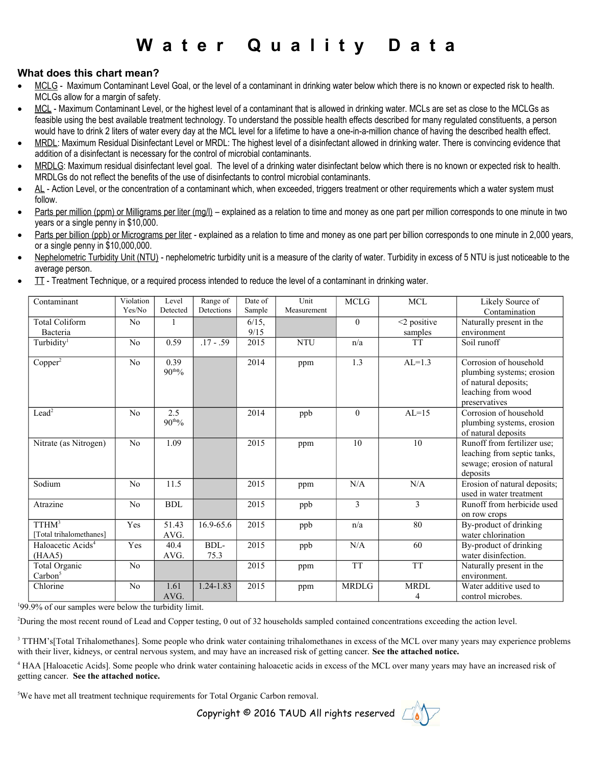# W a t e r  Q u a l i t y  D a t a

## What does this chart mean?

- MCLG - Maximum Contaminant Level Goal, or the level of a contaminant in drinking water below which there is no known or expected risk to health. MCLGs allow for a margin of safety.
- MCL - Maximum Contaminant Level, or the highest level of a contaminant that is allowed in drinking water. MCLs are set as close to the MCLGs as feasible using the best available treatment technology. To understand the possible health effects described for many regulated constituents, a person would have to drink 2 liters of water every day at the MCL level for a lifetime to have a one-in-a-million chance of having the described health effect.
- MRDL: Maximum Residual Disinfectant Level or MRDL: The highest level of a disinfectant allowed in drinking water. There is convincing evidence that addition of a disinfectant is necessary for the control of microbial contaminants.
- MRDLG: Maximum residual disinfectant level goal. The level of a drinking water disinfectant below which there is no known or expected risk to health. MRDLGs do not reflect the benefits of the use of disinfectants to control microbial contaminants.
- AL - Action Level, or the concentration of a contaminant which, when exceeded, triggers treatment or other requirements which a water system must follow.
- Parts per million (ppm) or Milligrams per liter (mg/l) – explained as a relation to time and money as one part per million corresponds to one minute in two years or a single penny in $10,000.
- Parts per billion (ppb) or Micrograms per liter - explained as a relation to time and money as one part per billion corresponds to one minute in 2,000 years, or a single penny in $10,000,000.
- Nephelometric Turbidity Unit (NTU) - nephelometric turbidity unit is a measure of the clarity of water. Turbidity in excess of 5 NTU is just noticeable to the average person.
- TT - Treatment Technique, or a required process intended to reduce the level of a contaminant in drinking water.

| Contaminant | Violation Yes/No | Level Detected | Range of Detections | Date of Sample | Unit Measurement | MCLG | MCL | Likely Source of Contamination |
|---|---|---|---|---|---|---|---|---|
| Total Coliform Bacteria | No | 1 | | 6/15, 9/15 | | 0 | <2 positive samples | Naturally present in the environment |
| Turbidity[1] | No | 0.59 | .17 - .59 | 2015 | NTU | n/a | TT | Soil runoff |
| Copper[2] | No | 0.39 90th% | | 2014 | ppm | 1.3 | AL=1.3 | Corrosion of household plumbing systems; erosion of natural deposits; leaching from wood preservatives |
| Lead[2] | No | 2.5 90th% | | 2014 | ppb | 0 | AL=15 | Corrosion of household plumbing systems, erosion of natural deposits |
| Nitrate (as Nitrogen) | No | 1.09 | | 2015 | ppm | 10 | 10 | Runoff from fertilizer use; leaching from septic tanks, sewage; erosion of natural deposits |
| Sodium | No | 11.5 | | 2015 | ppm | N/A | N/A | Erosion of natural deposits; used in water treatment |
| Atrazine | No | BDL | | 2015 | ppb | 3 | 3 | Runoff from herbicide used on row crops |
| TTHM[3] [Total trihalomethanes] | Yes | 51.43 AVG. | 16.9-65.6 | 2015 | ppb | n/a | 80 | By-product of drinking water chlorination |
| Haloacetic Acids[4] (HAA5) | Yes | 40.4 AVG. | BDL-75.3 | 2015 | ppb | N/A | 60 | By-product of drinking water disinfection. |
| Total Organic Carbon[5] | No | | | 2015 | ppm | TT | TT | Naturally present in the environment. |
| Chlorine | No | 1.61 AVG. | 1.24-1.83 | 2015 | ppm | MRDLG | MRDL 4 | Water additive used to control microbes. |

[1]99.9% of our samples were below the turbidity limit.

[2]During the most recent round of Lead and Copper testing, 0 out of 32 households sampled contained concentrations exceeding the action level.

[3] TTHM's[Total Trihalomethanes]. Some people who drink water containing trihalomethanes in excess of the MCL over many years may experience problems with their liver, kidneys, or central nervous system, and may have an increased risk of getting cancer. **See the attached notice.**

[4] HAA [Haloacetic Acids]. Some people who drink water containing haloacetic acids in excess of the MCL over many years may have an increased risk of getting cancer. **See the attached notice.**

[5]We have met all treatment technique requirements for Total Organic Carbon removal.

Copyright © 2016 TAUD All rights reserved